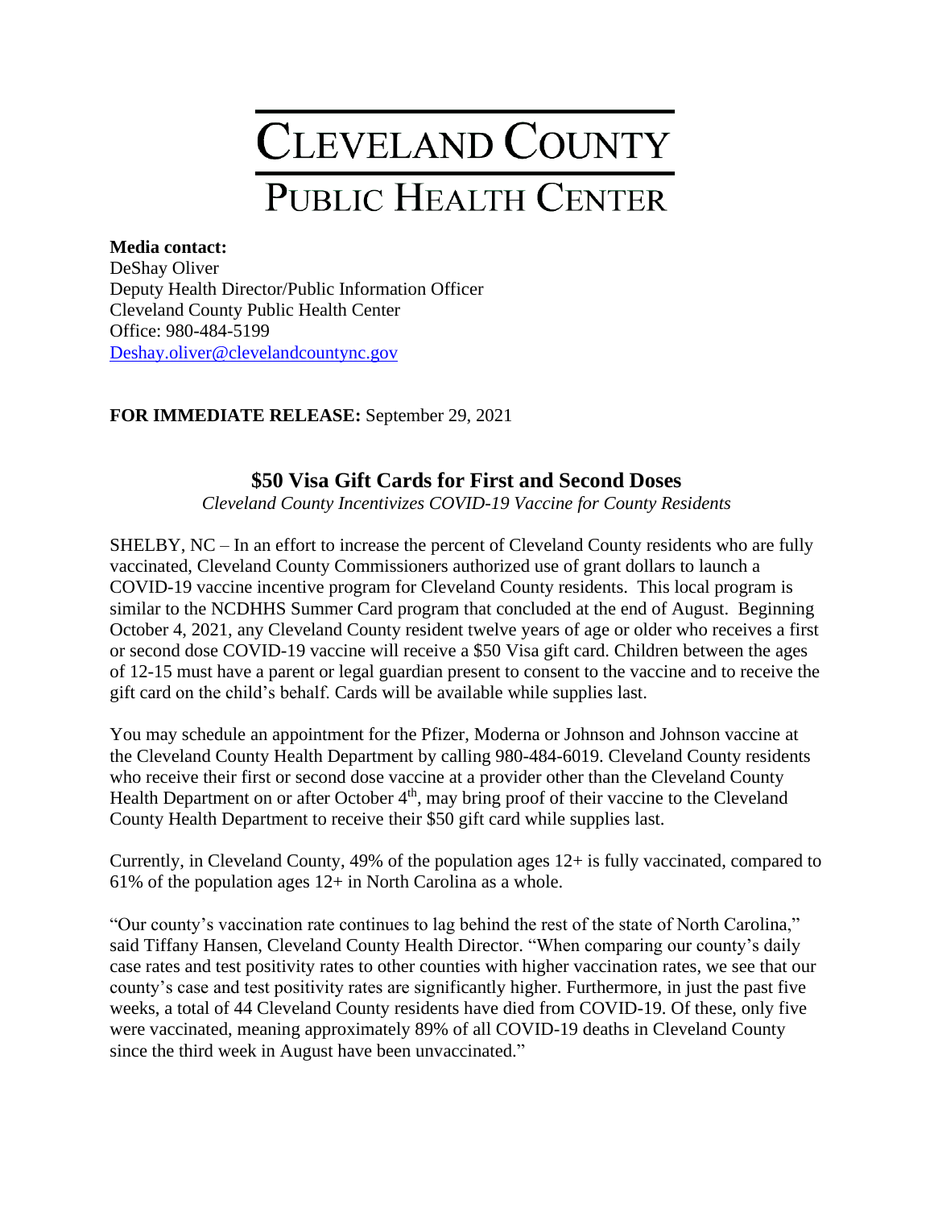# CLEVELAND COUNTY

## PUBLIC HEALTH CENTER

**Media contact:**
DeShay Oliver
Deputy Health Director/Public Information Officer
Cleveland County Public Health Center
Office: 980-484-5199
Deshay.oliver@clevelandcountync.gov

**FOR IMMEDIATE RELEASE:** September 29, 2021

### \$50 Visa Gift Cards for First and Second Doses

*Cleveland County Incentivizes COVID-19 Vaccine for County Residents*

SHELBY, NC – In an effort to increase the percent of Cleveland County residents who are fully vaccinated, Cleveland County Commissioners authorized use of grant dollars to launch a COVID-19 vaccine incentive program for Cleveland County residents. This local program is similar to the NCDHHS Summer Card program that concluded at the end of August. Beginning October 4, 2021, any Cleveland County resident twelve years of age or older who receives a first or second dose COVID-19 vaccine will receive a \$50 Visa gift card. Children between the ages of 12-15 must have a parent or legal guardian present to consent to the vaccine and to receive the gift card on the child's behalf. Cards will be available while supplies last.

You may schedule an appointment for the Pfizer, Moderna or Johnson and Johnson vaccine at the Cleveland County Health Department by calling 980-484-6019. Cleveland County residents who receive their first or second dose vaccine at a provider other than the Cleveland County Health Department on or after October 4th, may bring proof of their vaccine to the Cleveland County Health Department to receive their \$50 gift card while supplies last.

Currently, in Cleveland County, 49% of the population ages 12+ is fully vaccinated, compared to 61% of the population ages 12+ in North Carolina as a whole.

"Our county's vaccination rate continues to lag behind the rest of the state of North Carolina," said Tiffany Hansen, Cleveland County Health Director. "When comparing our county's daily case rates and test positivity rates to other counties with higher vaccination rates, we see that our county's case and test positivity rates are significantly higher. Furthermore, in just the past five weeks, a total of 44 Cleveland County residents have died from COVID-19. Of these, only five were vaccinated, meaning approximately 89% of all COVID-19 deaths in Cleveland County since the third week in August have been unvaccinated."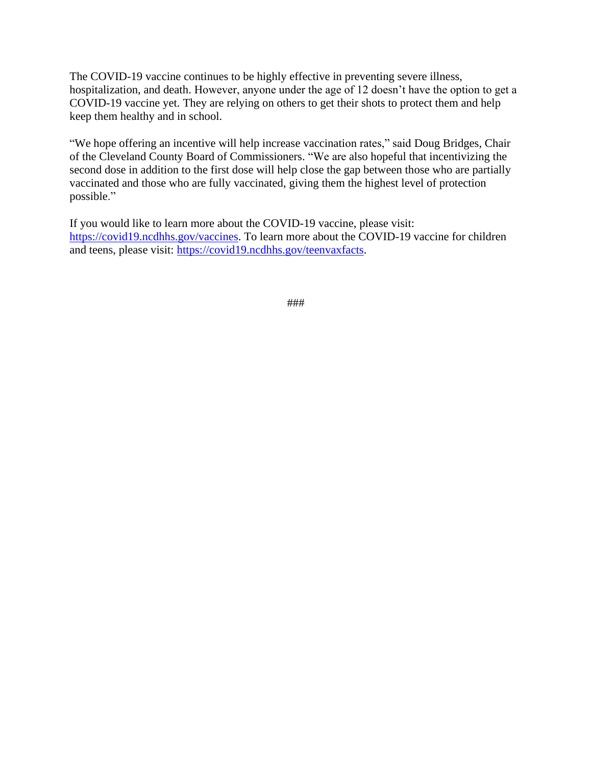The COVID-19 vaccine continues to be highly effective in preventing severe illness, hospitalization, and death. However, anyone under the age of 12 doesn't have the option to get a COVID-19 vaccine yet. They are relying on others to get their shots to protect them and help keep them healthy and in school.

"We hope offering an incentive will help increase vaccination rates," said Doug Bridges, Chair of the Cleveland County Board of Commissioners. "We are also hopeful that incentivizing the second dose in addition to the first dose will help close the gap between those who are partially vaccinated and those who are fully vaccinated, giving them the highest level of protection possible."

If you would like to learn more about the COVID-19 vaccine, please visit: [https://covid19.ncdhhs.gov/vaccines](https://covid19.ncdhhs.gov/vaccines). To learn more about the COVID-19 vaccine for children and teens, please visit: [https://covid19.ncdhhs.gov/teenvaxfacts](https://covid19.ncdhhs.gov/teenvaxfacts).

###